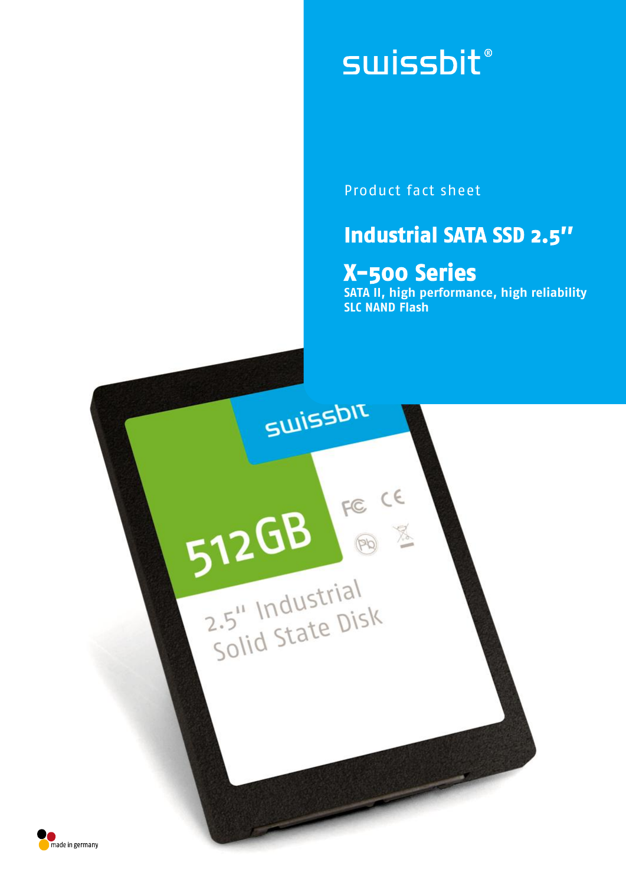swissbit®

Product fact sheet

# Industrial SATA SSD 2.5"

## X-500 Series

**SATA II, high performance, high reliability**
**SLC NAND Flash**

made in germany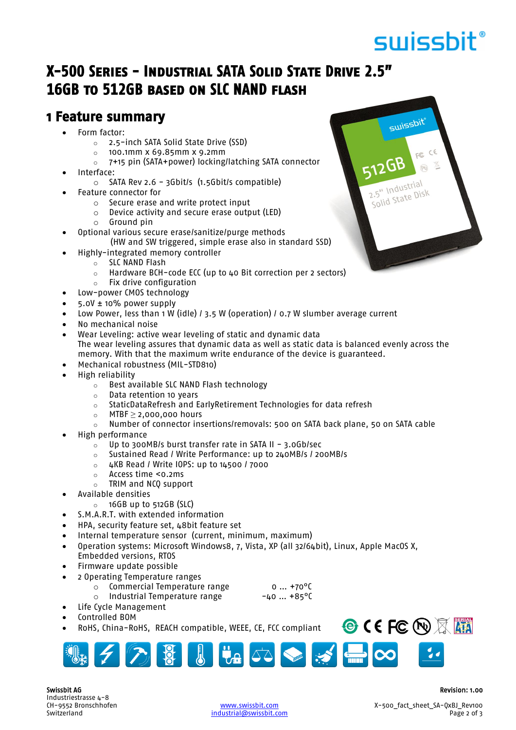# X-500 Series – Industrial SATA Solid State Drive 2.5" 16GB to 512GB based on SLC NAND flash

## 1 Feature summary

- Form factor:
  - 2.5-inch SATA Solid State Drive (SSD)
  - 100.1mm x 69.85mm x 9.2mm
  - 7+15 pin (SATA+power) locking/latching SATA connector
- Interface:
  - SATA Rev 2.6 – 3Gbit/s (1.5Gbit/s compatible)
- Feature connector for
  - Secure erase and write protect input
  - Device activity and secure erase output (LED)
  - Ground pin
- Optional various secure erase/sanitize/purge methods (HW and SW triggered, simple erase also in standard SSD)
- Highly-integrated memory controller
  - SLC NAND Flash
  - Hardware BCH-code ECC (up to 40 Bit correction per 2 sectors)
  - Fix drive configuration
- Low-power CMOS technology
- 5.0V ± 10% power supply
- Low Power, less than 1 W (idle) / 3.5 W (operation) / 0.7 W slumber average current
- No mechanical noise
- Wear Leveling: active wear leveling of static and dynamic data
  The wear leveling assures that dynamic data as well as static data is balanced evenly across the memory. With that the maximum write endurance of the device is guaranteed.
- Mechanical robustness (MIL-STD810)
- High reliability
  - Best available SLC NAND Flash technology
  - Data retention 10 years
  - StaticDataRefresh and EarlyRetirement Technologies for data refresh
  - MTBF ≥ 2,000,000 hours
  - Number of connector insertions/removals: 500 on SATA back plane, 50 on SATA cable
- High performance
  - Up to 300MB/s burst transfer rate in SATA II – 3.0Gb/sec
  - Sustained Read / Write Performance: up to 240MB/s / 200MB/s
  - 4KB Read / Write IOPS: up to 14500 / 7000
  - Access time <0.2ms
  - TRIM and NCQ support
- Available densities
  - 16GB up to 512GB (SLC)
- S.M.A.R.T. with extended information
- HPA, security feature set, 48bit feature set
- Internal temperature sensor (current, minimum, maximum)
- Operation systems: Microsoft Windows8, 7, Vista, XP (all 32/64bit), Linux, Apple MacOS X, Embedded versions, RTOS
- Firmware update possible
- 2 Operating Temperature ranges
  - Commercial Temperature range 0 … +70°C
  - Industrial Temperature range -40 … +85°C
- Life Cycle Management
- Controlled BOM
- RoHS, China-RoHS, REACH compatible, WEEE, CE, FCC compliant

Swissbit AG
Industriestrasse 4-8
CH-9552 Bronschhofen
Switzerland

www.swissbit.com
industrial@swissbit.com

Revision: 1.00
X-500_fact_sheet_SA-QxBJ_Rev100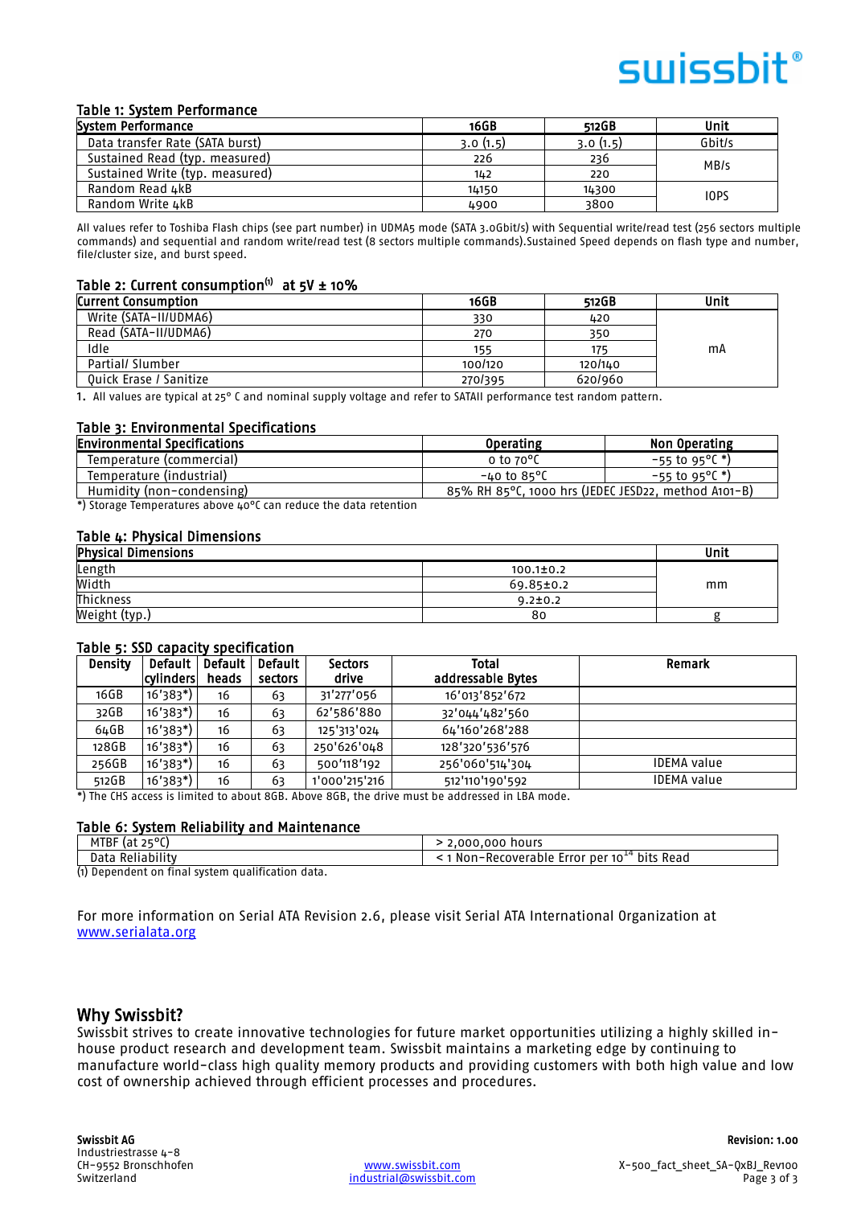## Table 1: System Performance

| System Performance | 16GB | 512GB | Unit |
|---|---|---|---|
| Data transfer Rate (SATA burst) | 3.0 (1.5) | 3.0 (1.5) | Gbit/s |
| Sustained Read (typ. measured) | 226 | 236 | MB/s |
| Sustained Write (typ. measured) | 142 | 220 | |
| Random Read 4kB | 14150 | 14300 | IOPS |
| Random Write 4kB | 4900 | 3800 | |

All values refer to Toshiba Flash chips (see part number) in UDMA5 mode (SATA 3.0Gbit/s) with Sequential write/read test (256 sectors multiple commands) and sequential and random write/read test (8 sectors multiple commands).Sustained Speed depends on flash type and number, file/cluster size, and burst speed.

## Table 2: Current consumption(1) at 5V ± 10%

| Current Consumption | 16GB | 512GB | Unit |
|---|---|---|---|
| Write (SATA-II/UDMA6) | 330 | 420 | mA |
| Read (SATA-II/UDMA6) | 270 | 350 | |
| Idle | 155 | 175 | |
| Partial/ Slumber | 100/120 | 120/140 | |
| Quick Erase / Sanitize | 270/395 | 620/960 | |

1. All values are typical at 25° C and nominal supply voltage and refer to SATAII performance test random pattern.

## Table 3: Environmental Specifications

| Environmental Specifications | Operating | Non Operating |
|---|---|---|
| Temperature (commercial) | 0 to 70°C | -55 to 95°C *) |
| Temperature (industrial) | -40 to 85°C | -55 to 95°C *) |
| Humidity (non-condensing) | 85% RH 85°C, 1000 hrs (JEDEC JESD22, method A101-B) | |

*) Storage Temperatures above 40°C can reduce the data retention

## Table 4: Physical Dimensions

| Physical Dimensions | | Unit |
|---|---|---|
| Length | 100.1±0.2 | mm |
| Width | 69.85±0.2 | |
| Thickness | 9.2±0.2 | |
| Weight (typ.) | 80 | g |

## Table 5: SSD capacity specification

| Density | Default cylinders | Default heads | Default sectors | Sectors drive | Total addressable Bytes | Remark |
|---|---|---|---|---|---|---|
| 16GB | 16'383*) | 16 | 63 | 31'277'056 | 16'013'852'672 | |
| 32GB | 16'383*) | 16 | 63 | 62'586'880 | 32'044'482'560 | |
| 64GB | 16'383*) | 16 | 63 | 125'313'024 | 64'160'268'288 | |
| 128GB | 16'383*) | 16 | 63 | 250'626'048 | 128'320'536'576 | |
| 256GB | 16'383*) | 16 | 63 | 500'118'192 | 256'060'514'304 | IDEMA value |
| 512GB | 16'383*) | 16 | 63 | 1'000'215'216 | 512'110'190'592 | IDEMA value |

*) The CHS access is limited to about 8GB. Above 8GB, the drive must be addressed in LBA mode.

## Table 6: System Reliability and Maintenance

| | |
|---|---|
| MTBF (at 25°C) | > 2,000,000 hours |
| Data Reliability | < 1 Non-Recoverable Error per $10^{14}$ bits Read |

(1) Dependent on final system qualification data.

For more information on Serial ATA Revision 2.6, please visit Serial ATA International Organization at www.serialata.org

## Why Swissbit?

Swissbit strives to create innovative technologies for future market opportunities utilizing a highly skilled in-house product research and development team. Swissbit maintains a marketing edge by continuing to manufacture world-class high quality memory products and providing customers with both high value and low cost of ownership achieved through efficient processes and procedures.

**Swissbit AG**
Industriestrasse 4-8
CH-9552 Bronschhofen
Switzerland

www.swissbit.com
industrial@swissbit.com

**Revision: 1.00**
X-500_fact_sheet_SA-QxBJ_Rev100